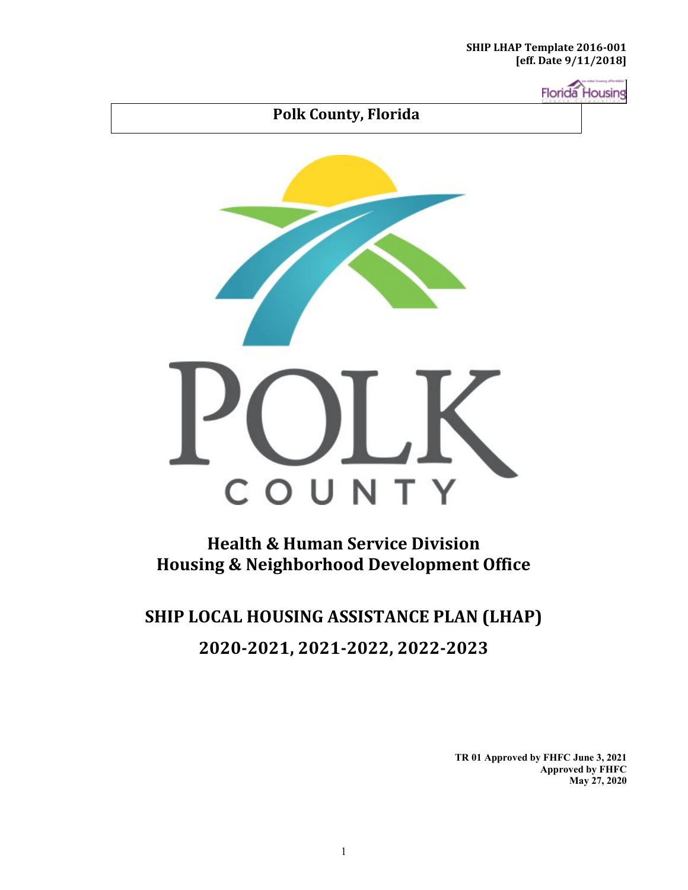SHIP LHAP Template 2016-001
[eff. Date 9/11/2018]

# Polk County, Florida

## Health & Human Service Division
## Housing & Neighborhood Development Office

# SHIP LOCAL HOUSING ASSISTANCE PLAN (LHAP)
# 2020-2021, 2021-2022, 2022-2023

**TR 01 Approved by FHFC June 3, 2021**
**Approved by FHFC**
**May 27, 2020**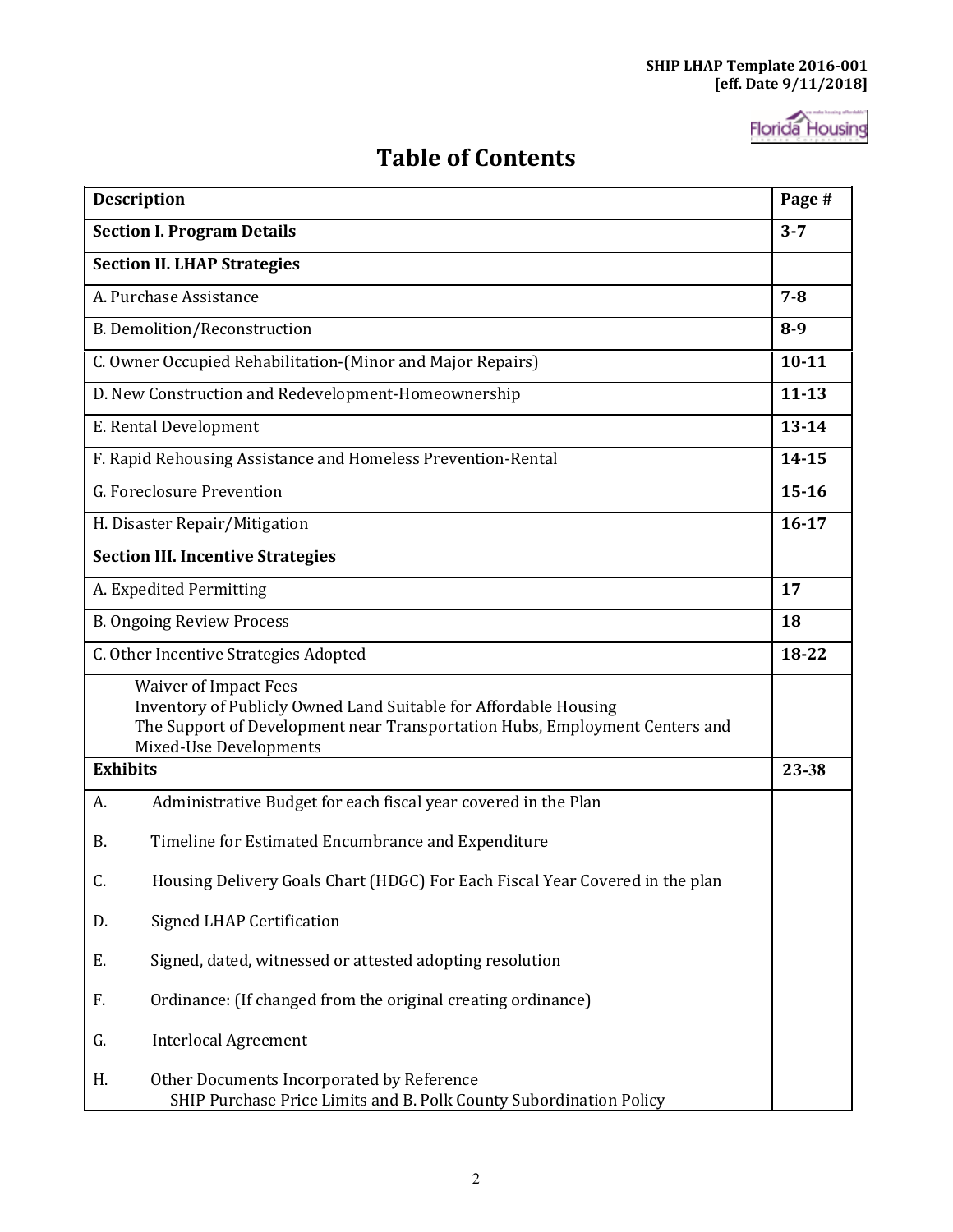# Table of Contents

| Description | Page # |
|---|---|
| **Section I. Program Details** | **3-7** |
| **Section II. LHAP Strategies** | |
| A. Purchase Assistance | **7-8** |
| B. Demolition/Reconstruction | **8-9** |
| C. Owner Occupied Rehabilitation-(Minor and Major Repairs) | **10-11** |
| D. New Construction and Redevelopment-Homeownership | **11-13** |
| E. Rental Development | **13-14** |
| F. Rapid Rehousing Assistance and Homeless Prevention-Rental | **14-15** |
| G. Foreclosure Prevention | **15-16** |
| H. Disaster Repair/Mitigation | **16-17** |
| **Section III. Incentive Strategies** | |
| A. Expedited Permitting | **17** |
| B. Ongoing Review Process | **18** |
| C. Other Incentive Strategies Adopted | **18-22** |
| Waiver of Impact Fees<br>Inventory of Publicly Owned Land Suitable for Affordable Housing<br>The Support of Development near Transportation Hubs, Employment Centers and Mixed-Use Developments | |
| **Exhibits** | **23-38** |
| A. Administrative Budget for each fiscal year covered in the Plan<br>B. Timeline for Estimated Encumbrance and Expenditure<br>C. Housing Delivery Goals Chart (HDGC) For Each Fiscal Year Covered in the plan<br>D. Signed LHAP Certification<br>E. Signed, dated, witnessed or attested adopting resolution<br>F. Ordinance: (If changed from the original creating ordinance)<br>G. Interlocal Agreement<br>H. Other Documents Incorporated by Reference<br>SHIP Purchase Price Limits and B. Polk County Subordination Policy | |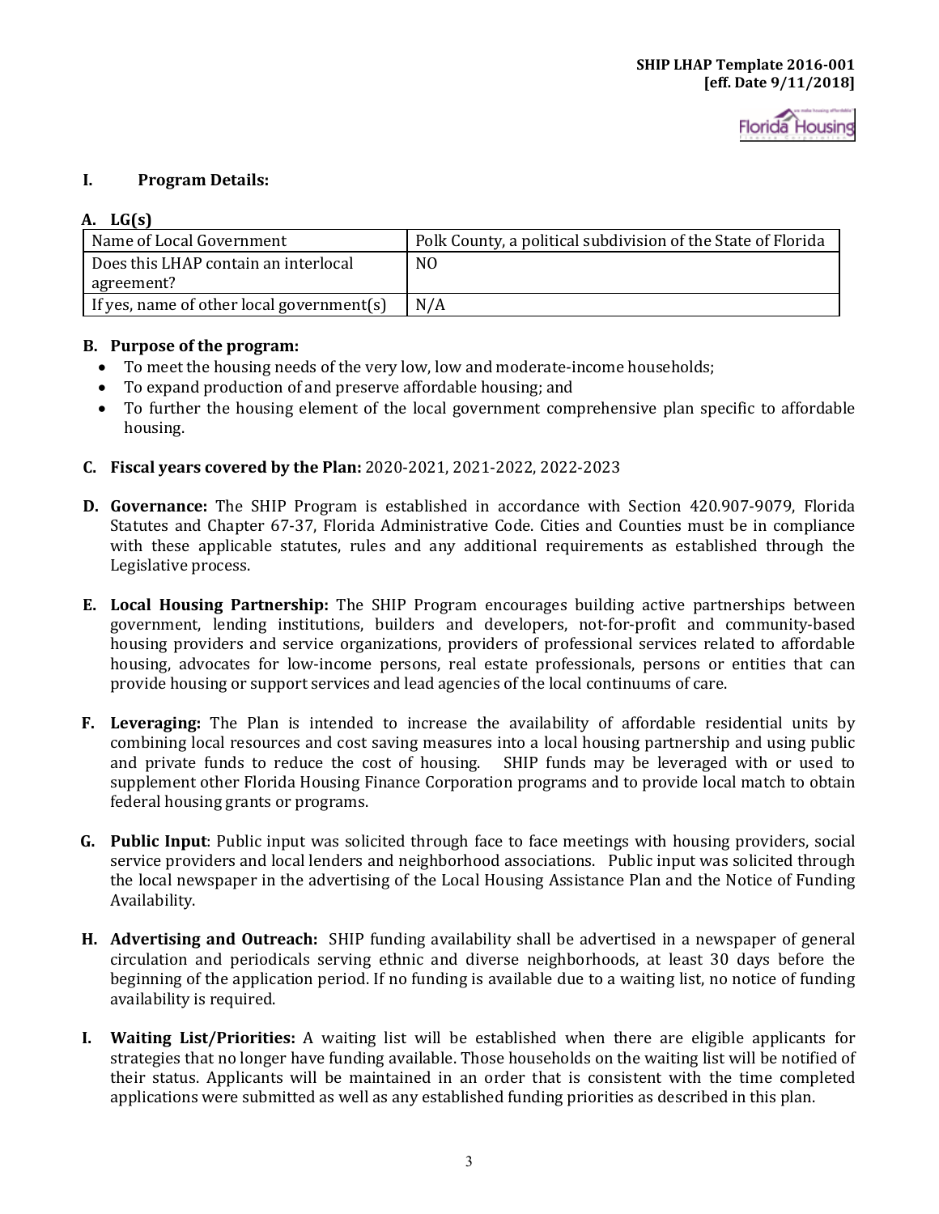## I. Program Details:

### A. LG(s)

| Name of Local Government | Polk County, a political subdivision of the State of Florida |
|---|---|
| Does this LHAP contain an interlocal agreement? | NO |
| If yes, name of other local government(s) | N/A |

### B. Purpose of the program:

- To meet the housing needs of the very low, low and moderate-income households;
- To expand production of and preserve affordable housing; and
- To further the housing element of the local government comprehensive plan specific to affordable housing.

**C. Fiscal years covered by the Plan:** 2020-2021, 2021-2022, 2022-2023

**D. Governance:** The SHIP Program is established in accordance with Section 420.907-9079, Florida Statutes and Chapter 67-37, Florida Administrative Code. Cities and Counties must be in compliance with these applicable statutes, rules and any additional requirements as established through the Legislative process.

**E. Local Housing Partnership:** The SHIP Program encourages building active partnerships between government, lending institutions, builders and developers, not-for-profit and community-based housing providers and service organizations, providers of professional services related to affordable housing, advocates for low-income persons, real estate professionals, persons or entities that can provide housing or support services and lead agencies of the local continuums of care.

**F. Leveraging:** The Plan is intended to increase the availability of affordable residential units by combining local resources and cost saving measures into a local housing partnership and using public and private funds to reduce the cost of housing. SHIP funds may be leveraged with or used to supplement other Florida Housing Finance Corporation programs and to provide local match to obtain federal housing grants or programs.

**G. Public Input**: Public input was solicited through face to face meetings with housing providers, social service providers and local lenders and neighborhood associations. Public input was solicited through the local newspaper in the advertising of the Local Housing Assistance Plan and the Notice of Funding Availability.

**H. Advertising and Outreach:** SHIP funding availability shall be advertised in a newspaper of general circulation and periodicals serving ethnic and diverse neighborhoods, at least 30 days before the beginning of the application period. If no funding is available due to a waiting list, no notice of funding availability is required.

**I. Waiting List/Priorities:** A waiting list will be established when there are eligible applicants for strategies that no longer have funding available. Those households on the waiting list will be notified of their status. Applicants will be maintained in an order that is consistent with the time completed applications were submitted as well as any established funding priorities as described in this plan.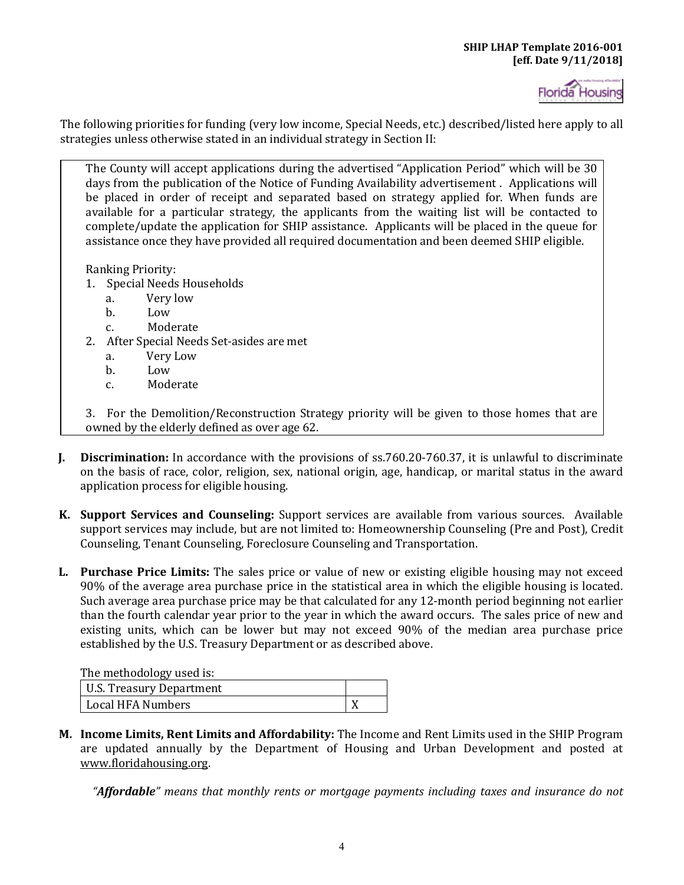The following priorities for funding (very low income, Special Needs, etc.) described/listed here apply to all strategies unless otherwise stated in an individual strategy in Section II:

> The County will accept applications during the advertised "Application Period" which will be 30 days from the publication of the Notice of Funding Availability advertisement . Applications will be placed in order of receipt and separated based on strategy applied for. When funds are available for a particular strategy, the applicants from the waiting list will be contacted to complete/update the application for SHIP assistance. Applicants will be placed in the queue for assistance once they have provided all required documentation and been deemed SHIP eligible.
>
> Ranking Priority:
> 1. Special Needs Households
>    a. Very low
>    b. Low
>    c. Moderate
> 2. After Special Needs Set-asides are met
>    a. Very Low
>    b. Low
>    c. Moderate
>
> 3. For the Demolition/Reconstruction Strategy priority will be given to those homes that are owned by the elderly defined as over age 62.

**J. Discrimination:** In accordance with the provisions of ss.760.20-760.37, it is unlawful to discriminate on the basis of race, color, religion, sex, national origin, age, handicap, or marital status in the award application process for eligible housing.

**K. Support Services and Counseling:** Support services are available from various sources. Available support services may include, but are not limited to: Homeownership Counseling (Pre and Post), Credit Counseling, Tenant Counseling, Foreclosure Counseling and Transportation.

**L. Purchase Price Limits:** The sales price or value of new or existing eligible housing may not exceed 90% of the average area purchase price in the statistical area in which the eligible housing is located. Such average area purchase price may be that calculated for any 12-month period beginning not earlier than the fourth calendar year prior to the year in which the award occurs. The sales price of new and existing units, which can be lower but may not exceed 90% of the median area purchase price established by the U.S. Treasury Department or as described above.

The methodology used is:

| | |
|---|---|
| U.S. Treasury Department | |
| Local HFA Numbers | X |

**M. Income Limits, Rent Limits and Affordability:** The Income and Rent Limits used in the SHIP Program are updated annually by the Department of Housing and Urban Development and posted at www.floridahousing.org.

*"**Affordable**" means that monthly rents or mortgage payments including taxes and insurance do not*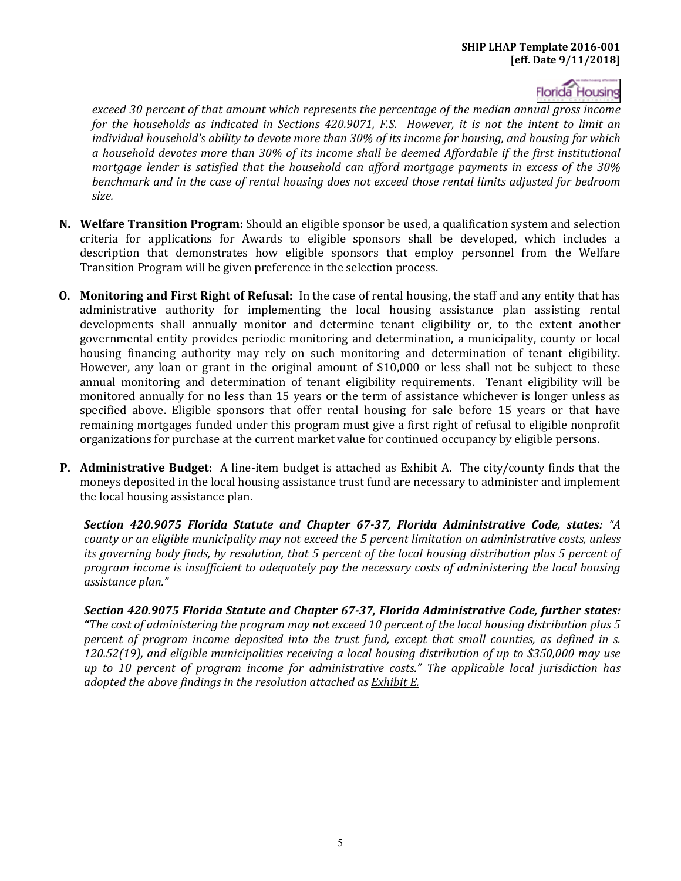*exceed 30 percent of that amount which represents the percentage of the median annual gross income for the households as indicated in Sections 420.9071, F.S. However, it is not the intent to limit an individual household's ability to devote more than 30% of its income for housing, and housing for which a household devotes more than 30% of its income shall be deemed Affordable if the first institutional mortgage lender is satisfied that the household can afford mortgage payments in excess of the 30% benchmark and in the case of rental housing does not exceed those rental limits adjusted for bedroom size.*

**N. Welfare Transition Program:** Should an eligible sponsor be used, a qualification system and selection criteria for applications for Awards to eligible sponsors shall be developed, which includes a description that demonstrates how eligible sponsors that employ personnel from the Welfare Transition Program will be given preference in the selection process.

**O. Monitoring and First Right of Refusal:** In the case of rental housing, the staff and any entity that has administrative authority for implementing the local housing assistance plan assisting rental developments shall annually monitor and determine tenant eligibility or, to the extent another governmental entity provides periodic monitoring and determination, a municipality, county or local housing financing authority may rely on such monitoring and determination of tenant eligibility. However, any loan or grant in the original amount of $10,000 or less shall not be subject to these annual monitoring and determination of tenant eligibility requirements. Tenant eligibility will be monitored annually for no less than 15 years or the term of assistance whichever is longer unless as specified above. Eligible sponsors that offer rental housing for sale before 15 years or that have remaining mortgages funded under this program must give a first right of refusal to eligible nonprofit organizations for purchase at the current market value for continued occupancy by eligible persons.

**P. Administrative Budget:** A line-item budget is attached as Exhibit A. The city/county finds that the moneys deposited in the local housing assistance trust fund are necessary to administer and implement the local housing assistance plan.

***Section 420.9075 Florida Statute and Chapter 67-37, Florida Administrative Code, states:*** *"A county or an eligible municipality may not exceed the 5 percent limitation on administrative costs, unless its governing body finds, by resolution, that 5 percent of the local housing distribution plus 5 percent of program income is insufficient to adequately pay the necessary costs of administering the local housing assistance plan."*

***Section 420.9075 Florida Statute and Chapter 67-37, Florida Administrative Code, further states:*** *"The cost of administering the program may not exceed 10 percent of the local housing distribution plus 5 percent of program income deposited into the trust fund, except that small counties, as defined in s. 120.52(19), and eligible municipalities receiving a local housing distribution of up to $350,000 may use up to 10 percent of program income for administrative costs." The applicable local jurisdiction has adopted the above findings in the resolution attached as Exhibit E.*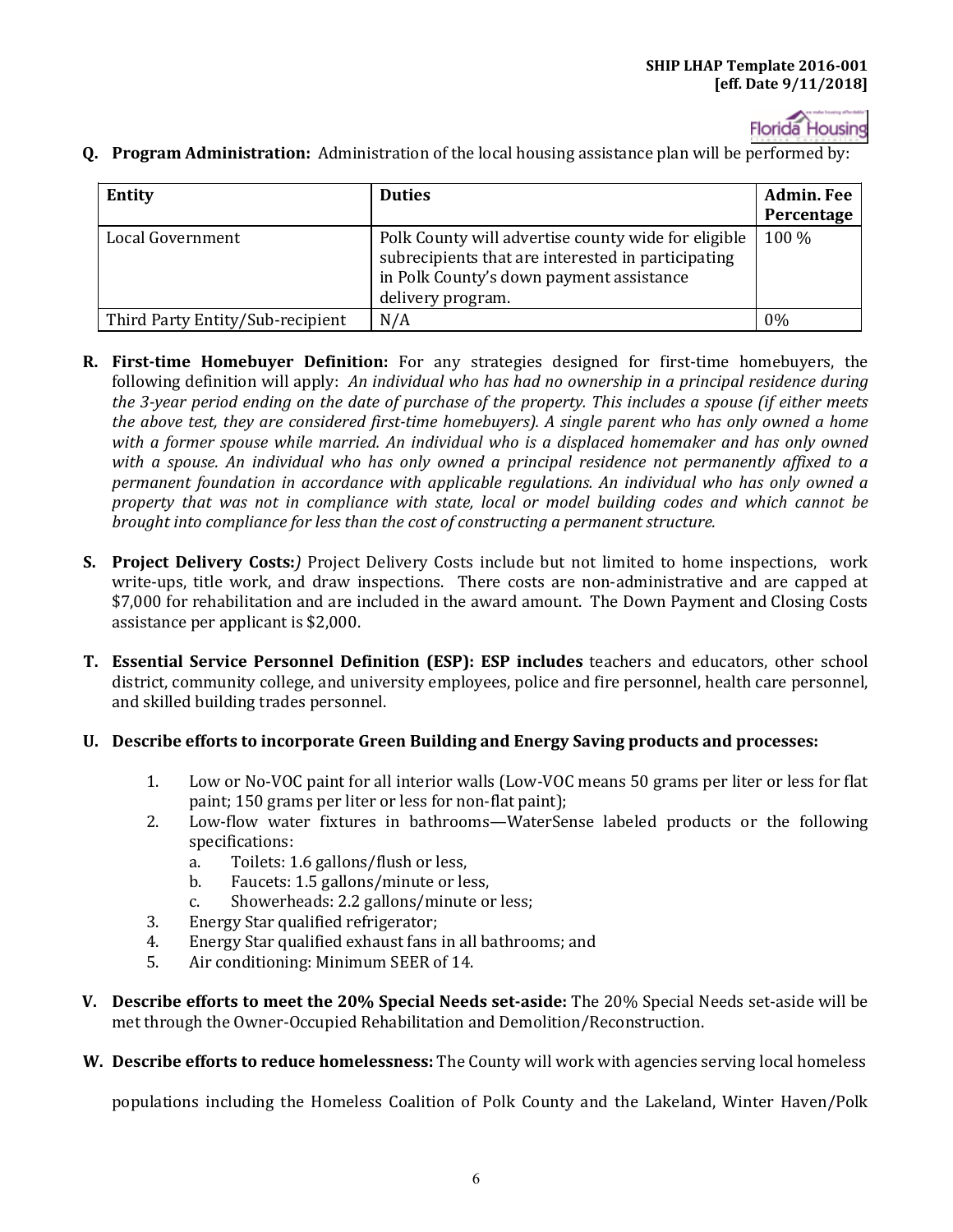**Q. Program Administration:** Administration of the local housing assistance plan will be performed by:

| Entity | Duties | Admin. Fee Percentage |
|---|---|---|
| Local Government | Polk County will advertise county wide for eligible subrecipients that are interested in participating in Polk County's down payment assistance delivery program. | 100 % |
| Third Party Entity/Sub-recipient | N/A | 0% |

**R. First-time Homebuyer Definition:** For any strategies designed for first-time homebuyers, the following definition will apply: *An individual who has had no ownership in a principal residence during the 3-year period ending on the date of purchase of the property. This includes a spouse (if either meets the above test, they are considered first-time homebuyers). A single parent who has only owned a home with a former spouse while married. An individual who is a displaced homemaker and has only owned with a spouse. An individual who has only owned a principal residence not permanently affixed to a permanent foundation in accordance with applicable regulations. An individual who has only owned a property that was not in compliance with state, local or model building codes and which cannot be brought into compliance for less than the cost of constructing a permanent structure.*

**S. Project Delivery Costs:***)* Project Delivery Costs include but not limited to home inspections, work write-ups, title work, and draw inspections. There costs are non-administrative and are capped at $7,000 for rehabilitation and are included in the award amount. The Down Payment and Closing Costs assistance per applicant is $2,000.

**T. Essential Service Personnel Definition (ESP): ESP includes** teachers and educators, other school district, community college, and university employees, police and fire personnel, health care personnel, and skilled building trades personnel.

**U. Describe efforts to incorporate Green Building and Energy Saving products and processes:**

1. Low or No-VOC paint for all interior walls (Low-VOC means 50 grams per liter or less for flat paint; 150 grams per liter or less for non-flat paint);
2. Low-flow water fixtures in bathrooms—WaterSense labeled products or the following specifications:
   a. Toilets: 1.6 gallons/flush or less,
   b. Faucets: 1.5 gallons/minute or less,
   c. Showerheads: 2.2 gallons/minute or less;
3. Energy Star qualified refrigerator;
4. Energy Star qualified exhaust fans in all bathrooms; and
5. Air conditioning: Minimum SEER of 14.

**V. Describe efforts to meet the 20% Special Needs set-aside:** The 20% Special Needs set-aside will be met through the Owner-Occupied Rehabilitation and Demolition/Reconstruction.

**W. Describe efforts to reduce homelessness:** The County will work with agencies serving local homeless populations including the Homeless Coalition of Polk County and the Lakeland, Winter Haven/Polk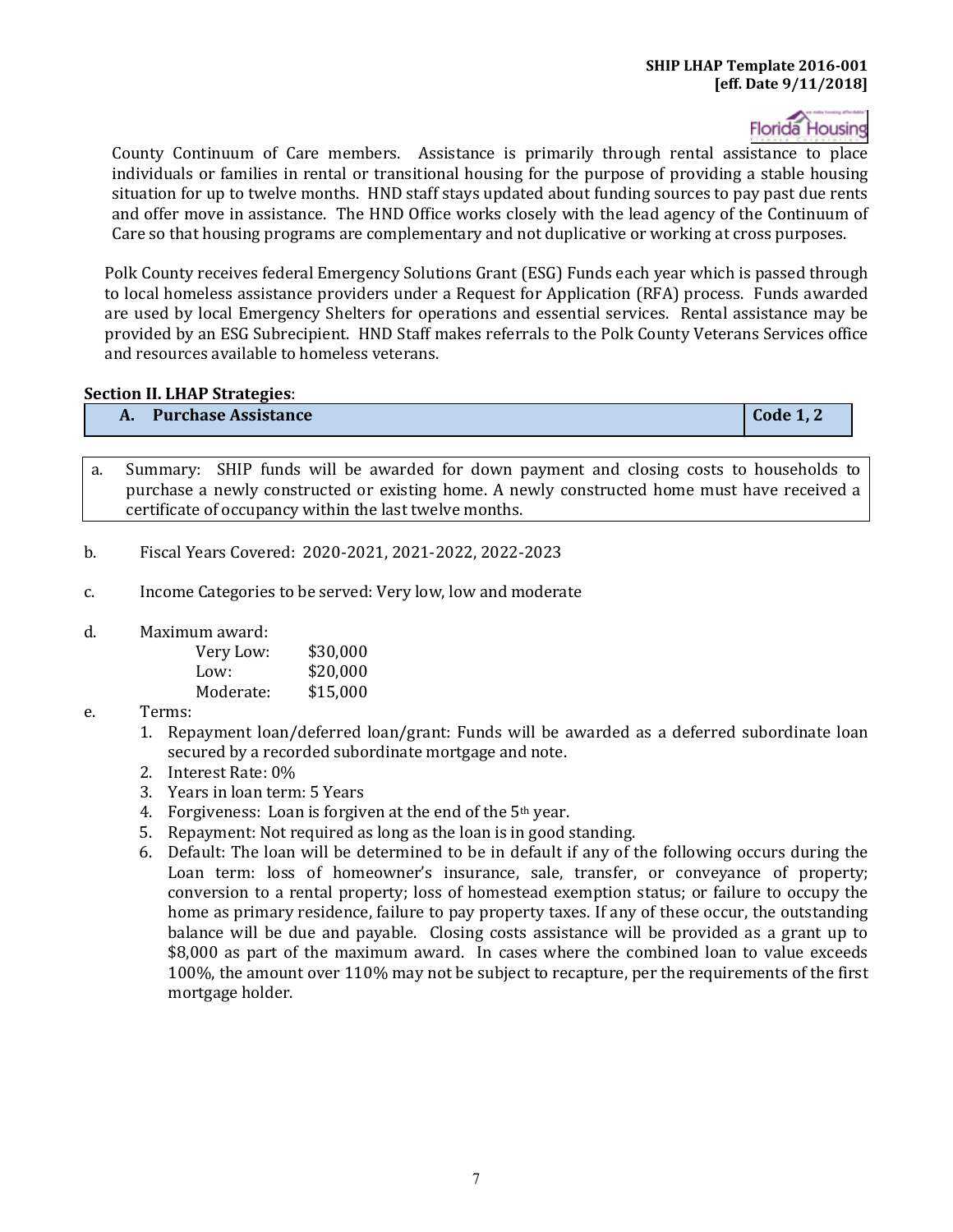County Continuum of Care members. Assistance is primarily through rental assistance to place individuals or families in rental or transitional housing for the purpose of providing a stable housing situation for up to twelve months. HND staff stays updated about funding sources to pay past due rents and offer move in assistance. The HND Office works closely with the lead agency of the Continuum of Care so that housing programs are complementary and not duplicative or working at cross purposes.

Polk County receives federal Emergency Solutions Grant (ESG) Funds each year which is passed through to local homeless assistance providers under a Request for Application (RFA) process. Funds awarded are used by local Emergency Shelters for operations and essential services. Rental assistance may be provided by an ESG Subrecipient. HND Staff makes referrals to the Polk County Veterans Services office and resources available to homeless veterans.

**Section II. LHAP Strategies**:

| **A. Purchase Assistance** | **Code 1, 2** |
|---|---|

a. Summary: SHIP funds will be awarded for down payment and closing costs to households to purchase a newly constructed or existing home. A newly constructed home must have received a certificate of occupancy within the last twelve months.

b. Fiscal Years Covered: 2020-2021, 2021-2022, 2022-2023

c. Income Categories to be served: Very low, low and moderate

d. Maximum award:

| | |
|---|---|
| Very Low: | $30,000 |
| Low: | $20,000 |
| Moderate: | $15,000 |

e. Terms:

1. Repayment loan/deferred loan/grant: Funds will be awarded as a deferred subordinate loan secured by a recorded subordinate mortgage and note.
2. Interest Rate: 0%
3. Years in loan term: 5 Years
4. Forgiveness: Loan is forgiven at the end of the 5th year.
5. Repayment: Not required as long as the loan is in good standing.
6. Default: The loan will be determined to be in default if any of the following occurs during the Loan term: loss of homeowner's insurance, sale, transfer, or conveyance of property; conversion to a rental property; loss of homestead exemption status; or failure to occupy the home as primary residence, failure to pay property taxes. If any of these occur, the outstanding balance will be due and payable. Closing costs assistance will be provided as a grant up to $8,000 as part of the maximum award. In cases where the combined loan to value exceeds 100%, the amount over 110% may not be subject to recapture, per the requirements of the first mortgage holder.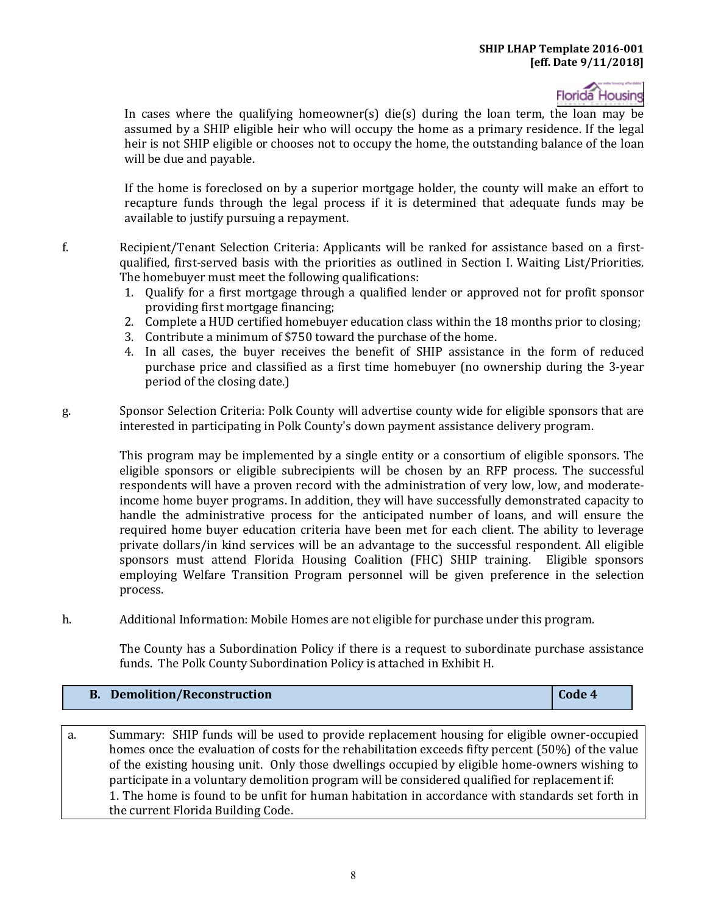In cases where the qualifying homeowner(s) die(s) during the loan term, the loan may be assumed by a SHIP eligible heir who will occupy the home as a primary residence. If the legal heir is not SHIP eligible or chooses not to occupy the home, the outstanding balance of the loan will be due and payable.

If the home is foreclosed on by a superior mortgage holder, the county will make an effort to recapture funds through the legal process if it is determined that adequate funds may be available to justify pursuing a repayment.

f. Recipient/Tenant Selection Criteria: Applicants will be ranked for assistance based on a first-qualified, first-served basis with the priorities as outlined in Section I. Waiting List/Priorities. The homebuyer must meet the following qualifications:

1. Qualify for a first mortgage through a qualified lender or approved not for profit sponsor providing first mortgage financing;
2. Complete a HUD certified homebuyer education class within the 18 months prior to closing;
3. Contribute a minimum of $750 toward the purchase of the home.
4. In all cases, the buyer receives the benefit of SHIP assistance in the form of reduced purchase price and classified as a first time homebuyer (no ownership during the 3-year period of the closing date.)

g. Sponsor Selection Criteria: Polk County will advertise county wide for eligible sponsors that are interested in participating in Polk County's down payment assistance delivery program.

This program may be implemented by a single entity or a consortium of eligible sponsors. The eligible sponsors or eligible subrecipients will be chosen by an RFP process. The successful respondents will have a proven record with the administration of very low, low, and moderate-income home buyer programs. In addition, they will have successfully demonstrated capacity to handle the administrative process for the anticipated number of loans, and will ensure the required home buyer education criteria have been met for each client. The ability to leverage private dollars/in kind services will be an advantage to the successful respondent. All eligible sponsors must attend Florida Housing Coalition (FHC) SHIP training. Eligible sponsors employing Welfare Transition Program personnel will be given preference in the selection process.

h. Additional Information: Mobile Homes are not eligible for purchase under this program.

The County has a Subordination Policy if there is a request to subordinate purchase assistance funds. The Polk County Subordination Policy is attached in Exhibit H.

| **B. Demolition/Reconstruction** | **Code 4** |
|---|---|

a. Summary: SHIP funds will be used to provide replacement housing for eligible owner-occupied homes once the evaluation of costs for the rehabilitation exceeds fifty percent (50%) of the value of the existing housing unit. Only those dwellings occupied by eligible home-owners wishing to participate in a voluntary demolition program will be considered qualified for replacement if:
1. The home is found to be unfit for human habitation in accordance with standards set forth in the current Florida Building Code.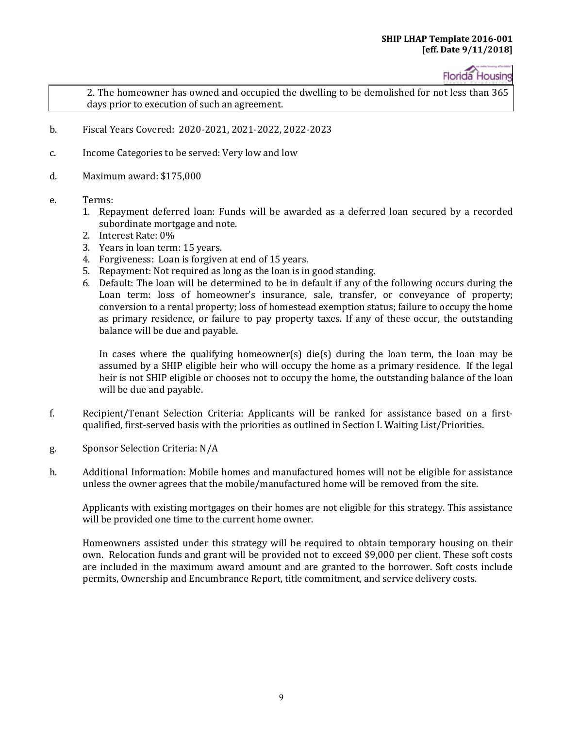2. The homeowner has owned and occupied the dwelling to be demolished for not less than 365 days prior to execution of such an agreement.

b. Fiscal Years Covered: 2020-2021, 2021-2022, 2022-2023

c. Income Categories to be served: Very low and low

d. Maximum award: $175,000

e. Terms:
   1. Repayment deferred loan: Funds will be awarded as a deferred loan secured by a recorded subordinate mortgage and note.
   2. Interest Rate: 0%
   3. Years in loan term: 15 years.
   4. Forgiveness: Loan is forgiven at end of 15 years.
   5. Repayment: Not required as long as the loan is in good standing.
   6. Default: The loan will be determined to be in default if any of the following occurs during the Loan term: loss of homeowner's insurance, sale, transfer, or conveyance of property; conversion to a rental property; loss of homestead exemption status; failure to occupy the home as primary residence, or failure to pay property taxes. If any of these occur, the outstanding balance will be due and payable.

      In cases where the qualifying homeowner(s) die(s) during the loan term, the loan may be assumed by a SHIP eligible heir who will occupy the home as a primary residence. If the legal heir is not SHIP eligible or chooses not to occupy the home, the outstanding balance of the loan will be due and payable.

f. Recipient/Tenant Selection Criteria: Applicants will be ranked for assistance based on a first-qualified, first-served basis with the priorities as outlined in Section I. Waiting List/Priorities.

g. Sponsor Selection Criteria: N/A

h. Additional Information: Mobile homes and manufactured homes will not be eligible for assistance unless the owner agrees that the mobile/manufactured home will be removed from the site.

   Applicants with existing mortgages on their homes are not eligible for this strategy. This assistance will be provided one time to the current home owner.

   Homeowners assisted under this strategy will be required to obtain temporary housing on their own. Relocation funds and grant will be provided not to exceed $9,000 per client. These soft costs are included in the maximum award amount and are granted to the borrower. Soft costs include permits, Ownership and Encumbrance Report, title commitment, and service delivery costs.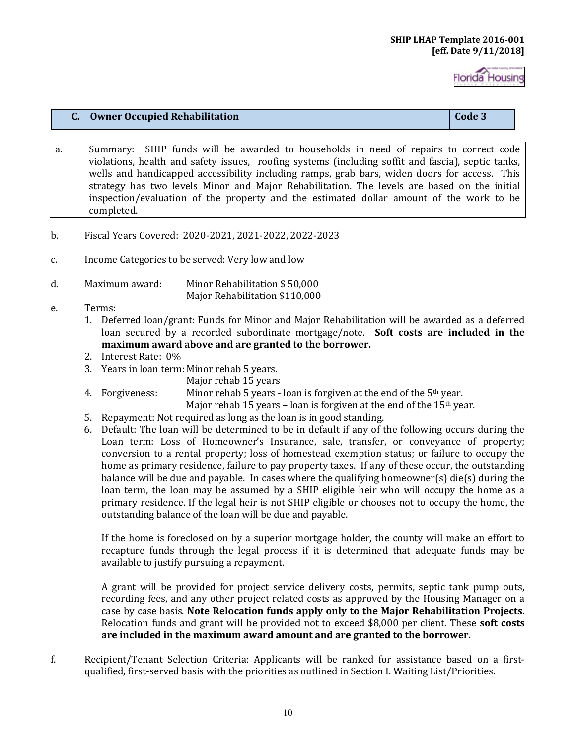| C. Owner Occupied Rehabilitation | Code 3 |
|---|---|

a. Summary: SHIP funds will be awarded to households in need of repairs to correct code violations, health and safety issues, roofing systems (including soffit and fascia), septic tanks, wells and handicapped accessibility including ramps, grab bars, widen doors for access. This strategy has two levels Minor and Major Rehabilitation. The levels are based on the initial inspection/evaluation of the property and the estimated dollar amount of the work to be completed.

b. Fiscal Years Covered: 2020-2021, 2021-2022, 2022-2023

c. Income Categories to be served: Very low and low

d. Maximum award: Minor Rehabilitation $ 50,000
Major Rehabilitation $110,000

e. Terms:

1. Deferred loan/grant: Funds for Minor and Major Rehabilitation will be awarded as a deferred loan secured by a recorded subordinate mortgage/note. **Soft costs are included in the maximum award above and are granted to the borrower.**
2. Interest Rate: 0%
3. Years in loan term: Minor rehab 5 years.
   Major rehab 15 years
4. Forgiveness: Minor rehab 5 years - loan is forgiven at the end of the 5th year.
   Major rehab 15 years – loan is forgiven at the end of the 15th year.
5. Repayment: Not required as long as the loan is in good standing.
6. Default: The loan will be determined to be in default if any of the following occurs during the Loan term: Loss of Homeowner's Insurance, sale, transfer, or conveyance of property; conversion to a rental property; loss of homestead exemption status; or failure to occupy the home as primary residence, failure to pay property taxes. If any of these occur, the outstanding balance will be due and payable. In cases where the qualifying homeowner(s) die(s) during the loan term, the loan may be assumed by a SHIP eligible heir who will occupy the home as a primary residence. If the legal heir is not SHIP eligible or chooses not to occupy the home, the outstanding balance of the loan will be due and payable.

   If the home is foreclosed on by a superior mortgage holder, the county will make an effort to recapture funds through the legal process if it is determined that adequate funds may be available to justify pursuing a repayment.

   A grant will be provided for project service delivery costs, permits, septic tank pump outs, recording fees, and any other project related costs as approved by the Housing Manager on a case by case basis. **Note Relocation funds apply only to the Major Rehabilitation Projects.** Relocation funds and grant will be provided not to exceed $8,000 per client. These **soft costs are included in the maximum award amount and are granted to the borrower.**

f. Recipient/Tenant Selection Criteria: Applicants will be ranked for assistance based on a first-qualified, first-served basis with the priorities as outlined in Section I. Waiting List/Priorities.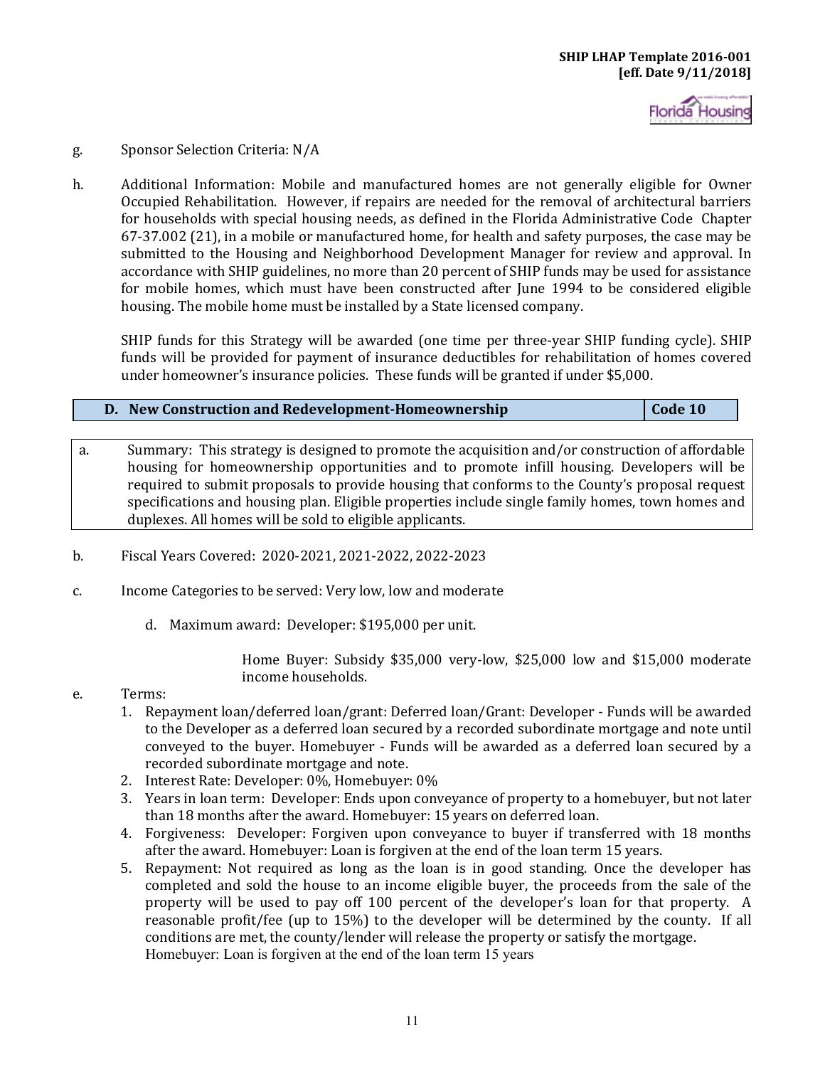g. Sponsor Selection Criteria: N/A

h. Additional Information: Mobile and manufactured homes are not generally eligible for Owner Occupied Rehabilitation. However, if repairs are needed for the removal of architectural barriers for households with special housing needs, as defined in the Florida Administrative Code Chapter 67-37.002 (21), in a mobile or manufactured home, for health and safety purposes, the case may be submitted to the Housing and Neighborhood Development Manager for review and approval. In accordance with SHIP guidelines, no more than 20 percent of SHIP funds may be used for assistance for mobile homes, which must have been constructed after June 1994 to be considered eligible housing. The mobile home must be installed by a State licensed company.

SHIP funds for this Strategy will be awarded (one time per three-year SHIP funding cycle). SHIP funds will be provided for payment of insurance deductibles for rehabilitation of homes covered under homeowner's insurance policies. These funds will be granted if under $5,000.

| **D. New Construction and Redevelopment-Homeownership** | **Code 10** |
|---|---|

a. Summary: This strategy is designed to promote the acquisition and/or construction of affordable housing for homeownership opportunities and to promote infill housing. Developers will be required to submit proposals to provide housing that conforms to the County's proposal request specifications and housing plan. Eligible properties include single family homes, town homes and duplexes. All homes will be sold to eligible applicants.

b. Fiscal Years Covered: 2020-2021, 2021-2022, 2022-2023

c. Income Categories to be served: Very low, low and moderate

d. Maximum award: Developer: $195,000 per unit.

Home Buyer: Subsidy $35,000 very-low, $25,000 low and $15,000 moderate income households.

e. Terms:
1. Repayment loan/deferred loan/grant: Deferred loan/Grant: Developer - Funds will be awarded to the Developer as a deferred loan secured by a recorded subordinate mortgage and note until conveyed to the buyer. Homebuyer - Funds will be awarded as a deferred loan secured by a recorded subordinate mortgage and note.
2. Interest Rate: Developer: 0%, Homebuyer: 0%
3. Years in loan term: Developer: Ends upon conveyance of property to a homebuyer, but not later than 18 months after the award. Homebuyer: 15 years on deferred loan.
4. Forgiveness: Developer: Forgiven upon conveyance to buyer if transferred with 18 months after the award. Homebuyer: Loan is forgiven at the end of the loan term 15 years.
5. Repayment: Not required as long as the loan is in good standing. Once the developer has completed and sold the house to an income eligible buyer, the proceeds from the sale of the property will be used to pay off 100 percent of the developer's loan for that property. A reasonable profit/fee (up to 15%) to the developer will be determined by the county. If all conditions are met, the county/lender will release the property or satisfy the mortgage.
Homebuyer: Loan is forgiven at the end of the loan term 15 years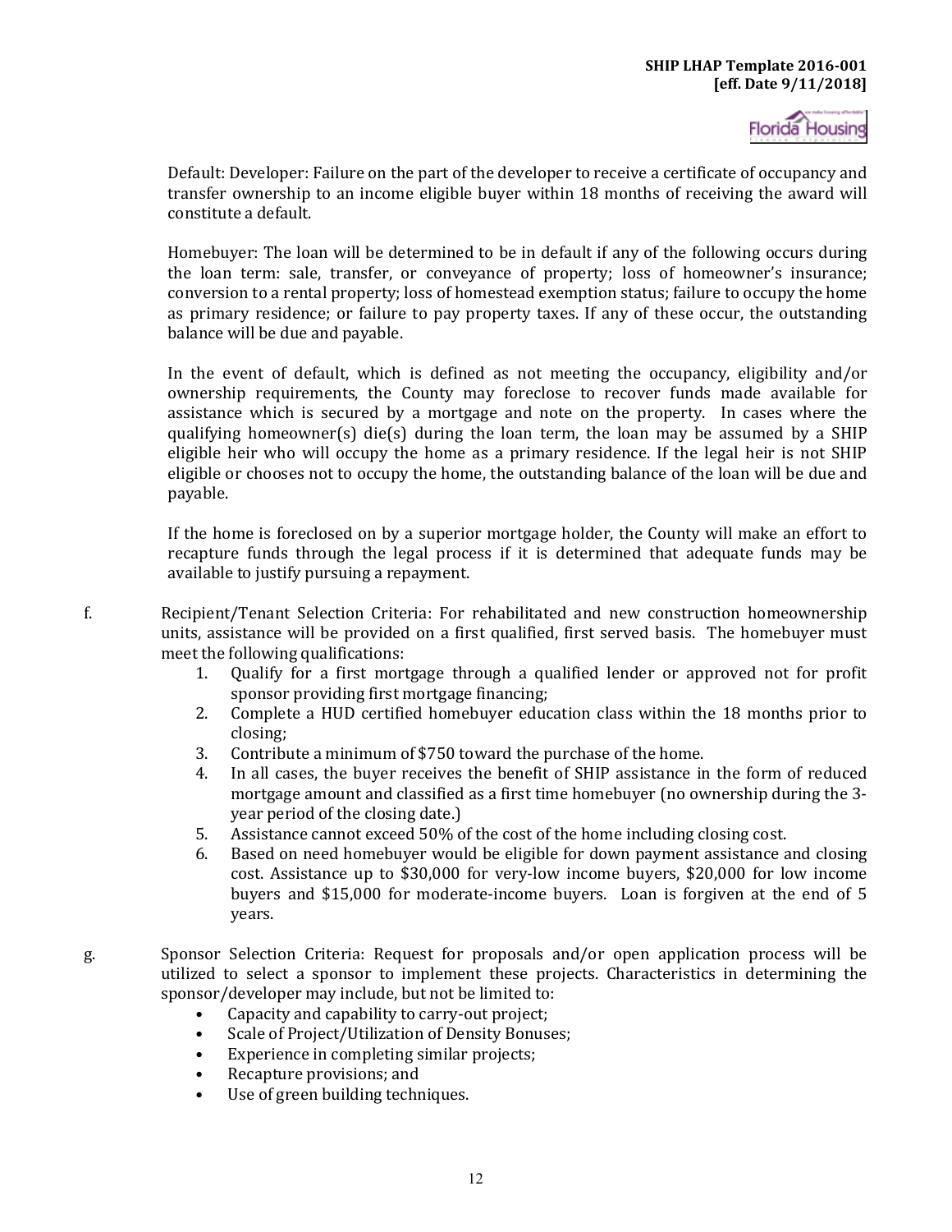Default: Developer: Failure on the part of the developer to receive a certificate of occupancy and transfer ownership to an income eligible buyer within 18 months of receiving the award will constitute a default.

Homebuyer: The loan will be determined to be in default if any of the following occurs during the loan term: sale, transfer, or conveyance of property; loss of homeowner's insurance; conversion to a rental property; loss of homestead exemption status; failure to occupy the home as primary residence; or failure to pay property taxes. If any of these occur, the outstanding balance will be due and payable.

In the event of default, which is defined as not meeting the occupancy, eligibility and/or ownership requirements, the County may foreclose to recover funds made available for assistance which is secured by a mortgage and note on the property. In cases where the qualifying homeowner(s) die(s) during the loan term, the loan may be assumed by a SHIP eligible heir who will occupy the home as a primary residence. If the legal heir is not SHIP eligible or chooses not to occupy the home, the outstanding balance of the loan will be due and payable.

If the home is foreclosed on by a superior mortgage holder, the County will make an effort to recapture funds through the legal process if it is determined that adequate funds may be available to justify pursuing a repayment.

f. Recipient/Tenant Selection Criteria: For rehabilitated and new construction homeownership units, assistance will be provided on a first qualified, first served basis. The homebuyer must meet the following qualifications:

1. Qualify for a first mortgage through a qualified lender or approved not for profit sponsor providing first mortgage financing;
2. Complete a HUD certified homebuyer education class within the 18 months prior to closing;
3. Contribute a minimum of $750 toward the purchase of the home.
4. In all cases, the buyer receives the benefit of SHIP assistance in the form of reduced mortgage amount and classified as a first time homebuyer (no ownership during the 3-year period of the closing date.)
5. Assistance cannot exceed 50% of the cost of the home including closing cost.
6. Based on need homebuyer would be eligible for down payment assistance and closing cost. Assistance up to $30,000 for very-low income buyers, $20,000 for low income buyers and $15,000 for moderate-income buyers. Loan is forgiven at the end of 5 years.

g. Sponsor Selection Criteria: Request for proposals and/or open application process will be utilized to select a sponsor to implement these projects. Characteristics in determining the sponsor/developer may include, but not be limited to:

- Capacity and capability to carry-out project;
- Scale of Project/Utilization of Density Bonuses;
- Experience in completing similar projects;
- Recapture provisions; and
- Use of green building techniques.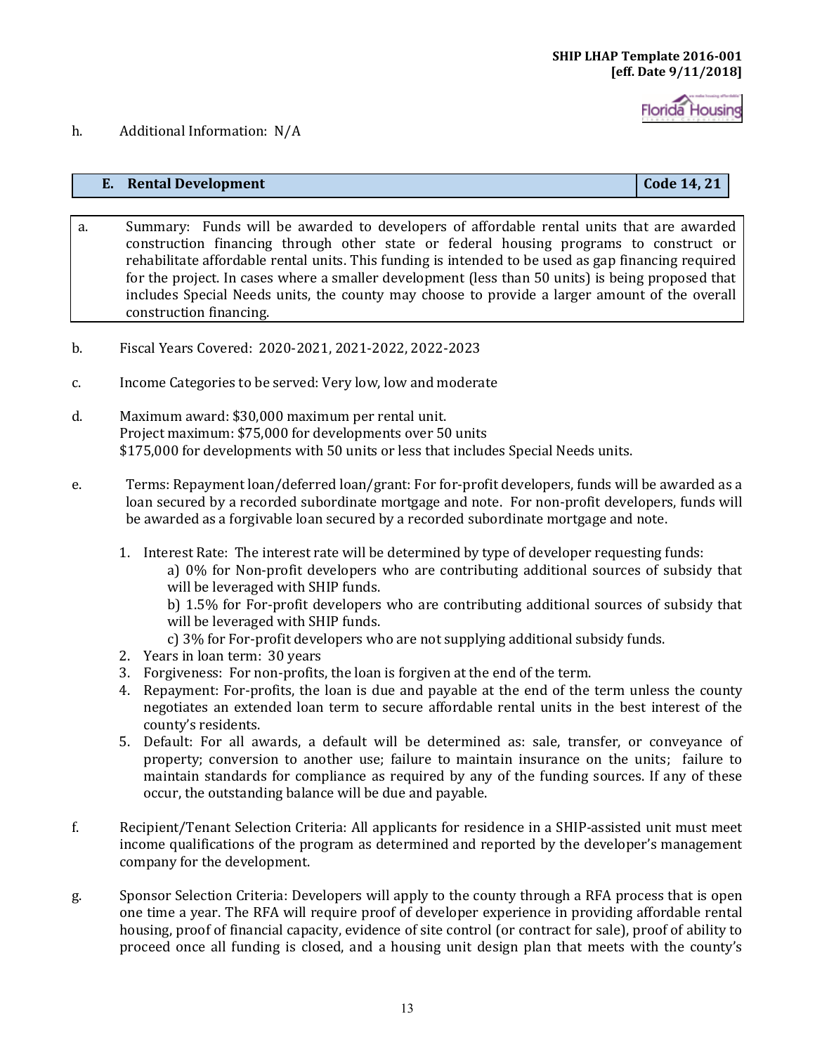h. Additional Information: N/A

| E. Rental Development | Code 14, 21 |
|---|---|

a. Summary: Funds will be awarded to developers of affordable rental units that are awarded construction financing through other state or federal housing programs to construct or rehabilitate affordable rental units. This funding is intended to be used as gap financing required for the project. In cases where a smaller development (less than 50 units) is being proposed that includes Special Needs units, the county may choose to provide a larger amount of the overall construction financing.

b. Fiscal Years Covered: 2020-2021, 2021-2022, 2022-2023

c. Income Categories to be served: Very low, low and moderate

d. Maximum award: $30,000 maximum per rental unit.
Project maximum: $75,000 for developments over 50 units
$175,000 for developments with 50 units or less that includes Special Needs units.

e. Terms: Repayment loan/deferred loan/grant: For for-profit developers, funds will be awarded as a loan secured by a recorded subordinate mortgage and note. For non-profit developers, funds will be awarded as a forgivable loan secured by a recorded subordinate mortgage and note.

1. Interest Rate: The interest rate will be determined by type of developer requesting funds:
   a) 0% for Non-profit developers who are contributing additional sources of subsidy that will be leveraged with SHIP funds.
   b) 1.5% for For-profit developers who are contributing additional sources of subsidy that will be leveraged with SHIP funds.
   c) 3% for For-profit developers who are not supplying additional subsidy funds.
2. Years in loan term: 30 years
3. Forgiveness: For non-profits, the loan is forgiven at the end of the term.
4. Repayment: For-profits, the loan is due and payable at the end of the term unless the county negotiates an extended loan term to secure affordable rental units in the best interest of the county's residents.
5. Default: For all awards, a default will be determined as: sale, transfer, or conveyance of property; conversion to another use; failure to maintain insurance on the units; failure to maintain standards for compliance as required by any of the funding sources. If any of these occur, the outstanding balance will be due and payable.

f. Recipient/Tenant Selection Criteria: All applicants for residence in a SHIP-assisted unit must meet income qualifications of the program as determined and reported by the developer's management company for the development.

g. Sponsor Selection Criteria: Developers will apply to the county through a RFA process that is open one time a year. The RFA will require proof of developer experience in providing affordable rental housing, proof of financial capacity, evidence of site control (or contract for sale), proof of ability to proceed once all funding is closed, and a housing unit design plan that meets with the county's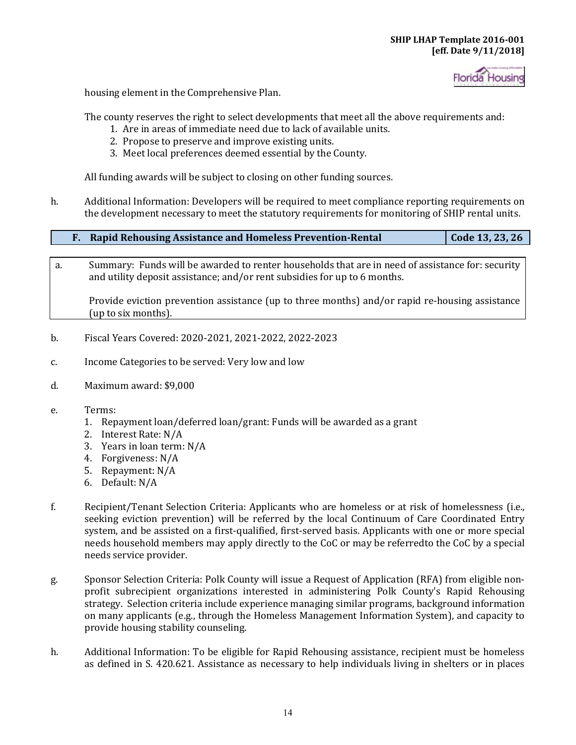housing element in the Comprehensive Plan.

The county reserves the right to select developments that meet all the above requirements and:

1. Are in areas of immediate need due to lack of available units.
2. Propose to preserve and improve existing units.
3. Meet local preferences deemed essential by the County.

All funding awards will be subject to closing on other funding sources.

h. Additional Information: Developers will be required to meet compliance reporting requirements on the development necessary to meet the statutory requirements for monitoring of SHIP rental units.

| F. Rapid Rehousing Assistance and Homeless Prevention-Rental | Code 13, 23, 26 |
|---|---|

a. Summary: Funds will be awarded to renter households that are in need of assistance for: security and utility deposit assistance; and/or rent subsidies for up to 6 months.

Provide eviction prevention assistance (up to three months) and/or rapid re-housing assistance (up to six months).

b. Fiscal Years Covered: 2020-2021, 2021-2022, 2022-2023

c. Income Categories to be served: Very low and low

d. Maximum award: $9,000

e. Terms:
1. Repayment loan/deferred loan/grant: Funds will be awarded as a grant
2. Interest Rate: N/A
3. Years in loan term: N/A
4. Forgiveness: N/A
5. Repayment: N/A
6. Default: N/A

f. Recipient/Tenant Selection Criteria: Applicants who are homeless or at risk of homelessness (i.e., seeking eviction prevention) will be referred by the local Continuum of Care Coordinated Entry system, and be assisted on a first-qualified, first-served basis. Applicants with one or more special needs household members may apply directly to the CoC or may be referredto the CoC by a special needs service provider.

g. Sponsor Selection Criteria: Polk County will issue a Request of Application (RFA) from eligible non-profit subrecipient organizations interested in administering Polk County's Rapid Rehousing strategy. Selection criteria include experience managing similar programs, background information on many applicants (e.g., through the Homeless Management Information System), and capacity to provide housing stability counseling.

h. Additional Information: To be eligible for Rapid Rehousing assistance, recipient must be homeless as defined in S. 420.621. Assistance as necessary to help individuals living in shelters or in places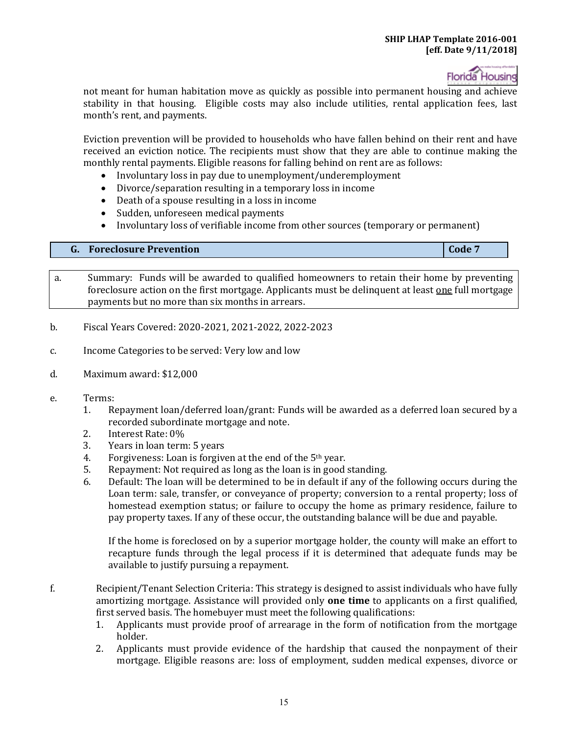not meant for human habitation move as quickly as possible into permanent housing and achieve stability in that housing. Eligible costs may also include utilities, rental application fees, last month's rent, and payments.

Eviction prevention will be provided to households who have fallen behind on their rent and have received an eviction notice. The recipients must show that they are able to continue making the monthly rental payments. Eligible reasons for falling behind on rent are as follows:

- Involuntary loss in pay due to unemployment/underemployment
- Divorce/separation resulting in a temporary loss in income
- Death of a spouse resulting in a loss in income
- Sudden, unforeseen medical payments
- Involuntary loss of verifiable income from other sources (temporary or permanent)

| G. Foreclosure Prevention | Code 7 |
|---|---|

a. Summary: Funds will be awarded to qualified homeowners to retain their home by preventing foreclosure action on the first mortgage. Applicants must be delinquent at least one full mortgage payments but no more than six months in arrears.

b. Fiscal Years Covered: 2020-2021, 2021-2022, 2022-2023

c. Income Categories to be served: Very low and low

d. Maximum award: $12,000

e. Terms:
   1. Repayment loan/deferred loan/grant: Funds will be awarded as a deferred loan secured by a recorded subordinate mortgage and note.
   2. Interest Rate: 0%
   3. Years in loan term: 5 years
   4. Forgiveness: Loan is forgiven at the end of the 5th year.
   5. Repayment: Not required as long as the loan is in good standing.
   6. Default: The loan will be determined to be in default if any of the following occurs during the Loan term: sale, transfer, or conveyance of property; conversion to a rental property; loss of homestead exemption status; or failure to occupy the home as primary residence, failure to pay property taxes. If any of these occur, the outstanding balance will be due and payable.

      If the home is foreclosed on by a superior mortgage holder, the county will make an effort to recapture funds through the legal process if it is determined that adequate funds may be available to justify pursuing a repayment.

f. Recipient/Tenant Selection Criteria: This strategy is designed to assist individuals who have fully amortizing mortgage. Assistance will provided only **one time** to applicants on a first qualified, first served basis. The homebuyer must meet the following qualifications:
   1. Applicants must provide proof of arrearage in the form of notification from the mortgage holder.
   2. Applicants must provide evidence of the hardship that caused the nonpayment of their mortgage. Eligible reasons are: loss of employment, sudden medical expenses, divorce or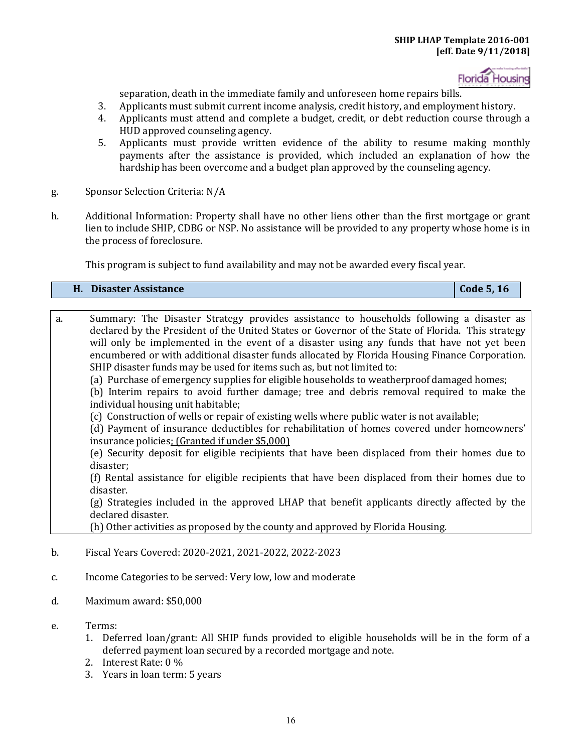separation, death in the immediate family and unforeseen home repairs bills.

3. Applicants must submit current income analysis, credit history, and employment history.
4. Applicants must attend and complete a budget, credit, or debt reduction course through a HUD approved counseling agency.
5. Applicants must provide written evidence of the ability to resume making monthly payments after the assistance is provided, which included an explanation of how the hardship has been overcome and a budget plan approved by the counseling agency.

g. Sponsor Selection Criteria: N/A

h. Additional Information: Property shall have no other liens other than the first mortgage or grant lien to include SHIP, CDBG or NSP. No assistance will be provided to any property whose home is in the process of foreclosure.

This program is subject to fund availability and may not be awarded every fiscal year.

| **H. Disaster Assistance** | **Code 5, 16** |
|---|---|

a. Summary: The Disaster Strategy provides assistance to households following a disaster as declared by the President of the United States or Governor of the State of Florida. This strategy will only be implemented in the event of a disaster using any funds that have not yet been encumbered or with additional disaster funds allocated by Florida Housing Finance Corporation. SHIP disaster funds may be used for items such as, but not limited to:
(a) Purchase of emergency supplies for eligible households to weatherproof damaged homes;
(b) Interim repairs to avoid further damage; tree and debris removal required to make the individual housing unit habitable;
(c) Construction of wells or repair of existing wells where public water is not available;
(d) Payment of insurance deductibles for rehabilitation of homes covered under homeowners' insurance policies; (Granted if under $5,000)
(e) Security deposit for eligible recipients that have been displaced from their homes due to disaster;
(f) Rental assistance for eligible recipients that have been displaced from their homes due to disaster.
(g) Strategies included in the approved LHAP that benefit applicants directly affected by the declared disaster.
(h) Other activities as proposed by the county and approved by Florida Housing.

b. Fiscal Years Covered: 2020-2021, 2021-2022, 2022-2023

c. Income Categories to be served: Very low, low and moderate

d. Maximum award: $50,000

e. Terms:
1. Deferred loan/grant: All SHIP funds provided to eligible households will be in the form of a deferred payment loan secured by a recorded mortgage and note.
2. Interest Rate: 0 %
3. Years in loan term: 5 years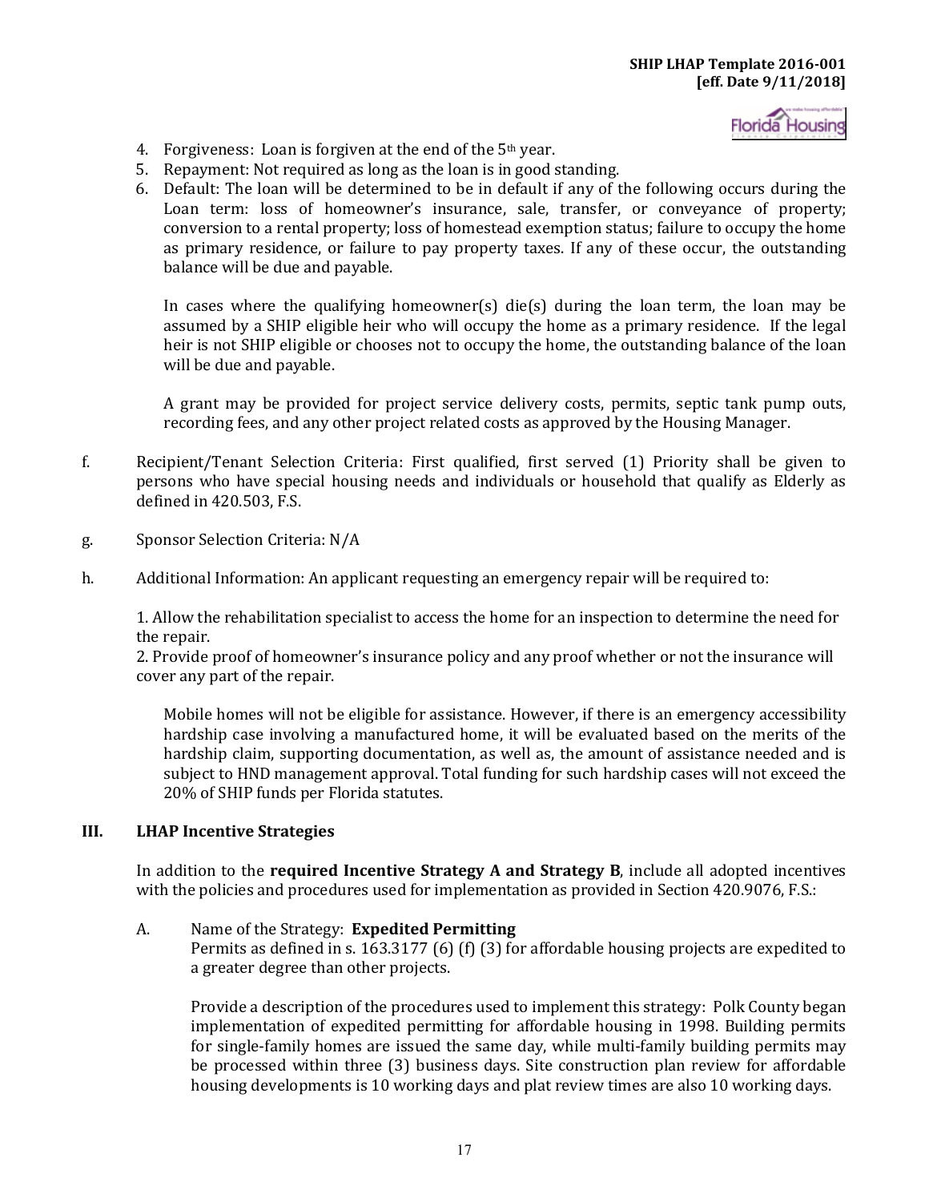4. Forgiveness: Loan is forgiven at the end of the 5th year.
5. Repayment: Not required as long as the loan is in good standing.
6. Default: The loan will be determined to be in default if any of the following occurs during the Loan term: loss of homeowner's insurance, sale, transfer, or conveyance of property; conversion to a rental property; loss of homestead exemption status; failure to occupy the home as primary residence, or failure to pay property taxes. If any of these occur, the outstanding balance will be due and payable.

   In cases where the qualifying homeowner(s) die(s) during the loan term, the loan may be assumed by a SHIP eligible heir who will occupy the home as a primary residence. If the legal heir is not SHIP eligible or chooses not to occupy the home, the outstanding balance of the loan will be due and payable.

   A grant may be provided for project service delivery costs, permits, septic tank pump outs, recording fees, and any other project related costs as approved by the Housing Manager.

f. Recipient/Tenant Selection Criteria: First qualified, first served (1) Priority shall be given to persons who have special housing needs and individuals or household that qualify as Elderly as defined in 420.503, F.S.

g. Sponsor Selection Criteria: N/A

h. Additional Information: An applicant requesting an emergency repair will be required to:

   1. Allow the rehabilitation specialist to access the home for an inspection to determine the need for the repair.
   2. Provide proof of homeowner's insurance policy and any proof whether or not the insurance will cover any part of the repair.

   Mobile homes will not be eligible for assistance. However, if there is an emergency accessibility hardship case involving a manufactured home, it will be evaluated based on the merits of the hardship claim, supporting documentation, as well as, the amount of assistance needed and is subject to HND management approval. Total funding for such hardship cases will not exceed the 20% of SHIP funds per Florida statutes.

## III. LHAP Incentive Strategies

In addition to the **required Incentive Strategy A and Strategy B**, include all adopted incentives with the policies and procedures used for implementation as provided in Section 420.9076, F.S.:

A. Name of the Strategy: **Expedited Permitting**
   Permits as defined in s. 163.3177 (6) (f) (3) for affordable housing projects are expedited to a greater degree than other projects.

   Provide a description of the procedures used to implement this strategy: Polk County began implementation of expedited permitting for affordable housing in 1998. Building permits for single-family homes are issued the same day, while multi-family building permits may be processed within three (3) business days. Site construction plan review for affordable housing developments is 10 working days and plat review times are also 10 working days.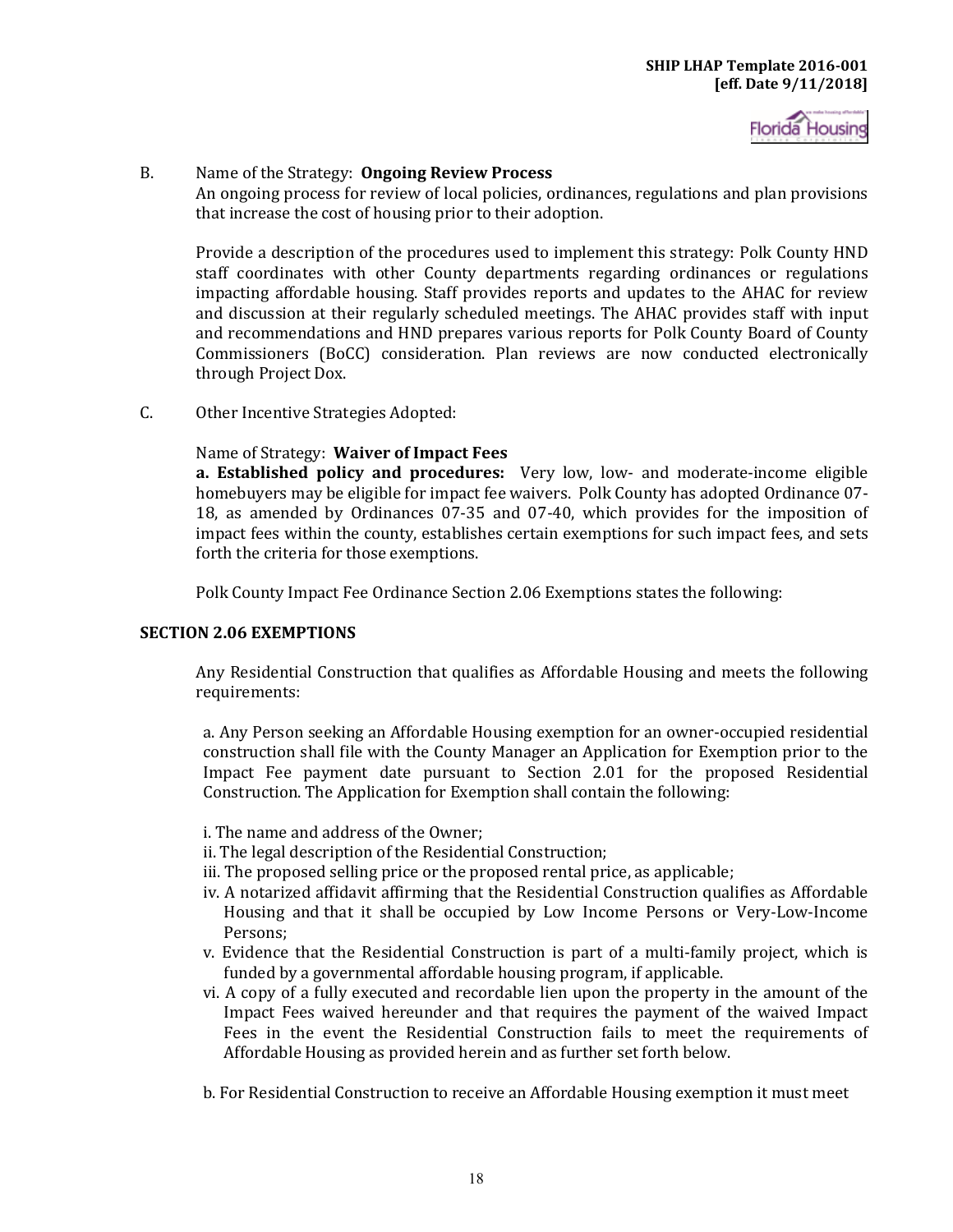B. Name of the Strategy: **Ongoing Review Process**

An ongoing process for review of local policies, ordinances, regulations and plan provisions that increase the cost of housing prior to their adoption.

Provide a description of the procedures used to implement this strategy: Polk County HND staff coordinates with other County departments regarding ordinances or regulations impacting affordable housing. Staff provides reports and updates to the AHAC for review and discussion at their regularly scheduled meetings. The AHAC provides staff with input and recommendations and HND prepares various reports for Polk County Board of County Commissioners (BoCC) consideration. Plan reviews are now conducted electronically through Project Dox.

C. Other Incentive Strategies Adopted:

Name of Strategy: **Waiver of Impact Fees**

**a. Established policy and procedures:** Very low, low- and moderate-income eligible homebuyers may be eligible for impact fee waivers. Polk County has adopted Ordinance 07-18, as amended by Ordinances 07-35 and 07-40, which provides for the imposition of impact fees within the county, establishes certain exemptions for such impact fees, and sets forth the criteria for those exemptions.

Polk County Impact Fee Ordinance Section 2.06 Exemptions states the following:

**SECTION 2.06 EXEMPTIONS**

Any Residential Construction that qualifies as Affordable Housing and meets the following requirements:

a. Any Person seeking an Affordable Housing exemption for an owner-occupied residential construction shall file with the County Manager an Application for Exemption prior to the Impact Fee payment date pursuant to Section 2.01 for the proposed Residential Construction. The Application for Exemption shall contain the following:

i. The name and address of the Owner;
ii. The legal description of the Residential Construction;
iii. The proposed selling price or the proposed rental price, as applicable;
iv. A notarized affidavit affirming that the Residential Construction qualifies as Affordable Housing and that it shall be occupied by Low Income Persons or Very-Low-Income Persons;
v. Evidence that the Residential Construction is part of a multi-family project, which is funded by a governmental affordable housing program, if applicable.
vi. A copy of a fully executed and recordable lien upon the property in the amount of the Impact Fees waived hereunder and that requires the payment of the waived Impact Fees in the event the Residential Construction fails to meet the requirements of Affordable Housing as provided herein and as further set forth below.

b. For Residential Construction to receive an Affordable Housing exemption it must meet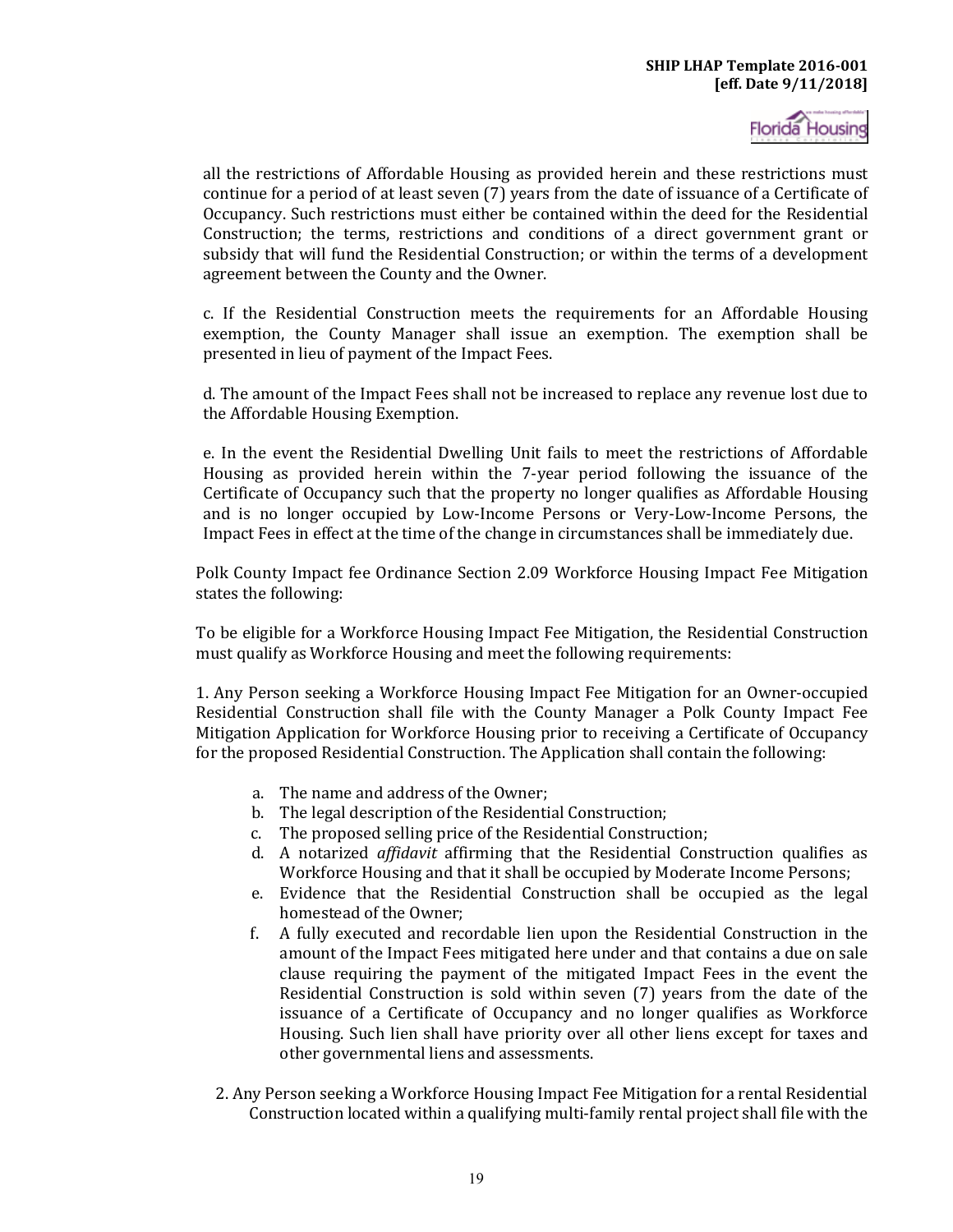all the restrictions of Affordable Housing as provided herein and these restrictions must continue for a period of at least seven (7) years from the date of issuance of a Certificate of Occupancy. Such restrictions must either be contained within the deed for the Residential Construction; the terms, restrictions and conditions of a direct government grant or subsidy that will fund the Residential Construction; or within the terms of a development agreement between the County and the Owner.

c. If the Residential Construction meets the requirements for an Affordable Housing exemption, the County Manager shall issue an exemption. The exemption shall be presented in lieu of payment of the Impact Fees.

d. The amount of the Impact Fees shall not be increased to replace any revenue lost due to the Affordable Housing Exemption.

e. In the event the Residential Dwelling Unit fails to meet the restrictions of Affordable Housing as provided herein within the 7-year period following the issuance of the Certificate of Occupancy such that the property no longer qualifies as Affordable Housing and is no longer occupied by Low-Income Persons or Very-Low-Income Persons, the Impact Fees in effect at the time of the change in circumstances shall be immediately due.

Polk County Impact fee Ordinance Section 2.09 Workforce Housing Impact Fee Mitigation states the following:

To be eligible for a Workforce Housing Impact Fee Mitigation, the Residential Construction must qualify as Workforce Housing and meet the following requirements:

1. Any Person seeking a Workforce Housing Impact Fee Mitigation for an Owner-occupied Residential Construction shall file with the County Manager a Polk County Impact Fee Mitigation Application for Workforce Housing prior to receiving a Certificate of Occupancy for the proposed Residential Construction. The Application shall contain the following:

   a. The name and address of the Owner;
   b. The legal description of the Residential Construction;
   c. The proposed selling price of the Residential Construction;
   d. A notarized *affidavit* affirming that the Residential Construction qualifies as Workforce Housing and that it shall be occupied by Moderate Income Persons;
   e. Evidence that the Residential Construction shall be occupied as the legal homestead of the Owner;
   f. A fully executed and recordable lien upon the Residential Construction in the amount of the Impact Fees mitigated here under and that contains a due on sale clause requiring the payment of the mitigated Impact Fees in the event the Residential Construction is sold within seven (7) years from the date of the issuance of a Certificate of Occupancy and no longer qualifies as Workforce Housing. Such lien shall have priority over all other liens except for taxes and other governmental liens and assessments.

2. Any Person seeking a Workforce Housing Impact Fee Mitigation for a rental Residential Construction located within a qualifying multi-family rental project shall file with the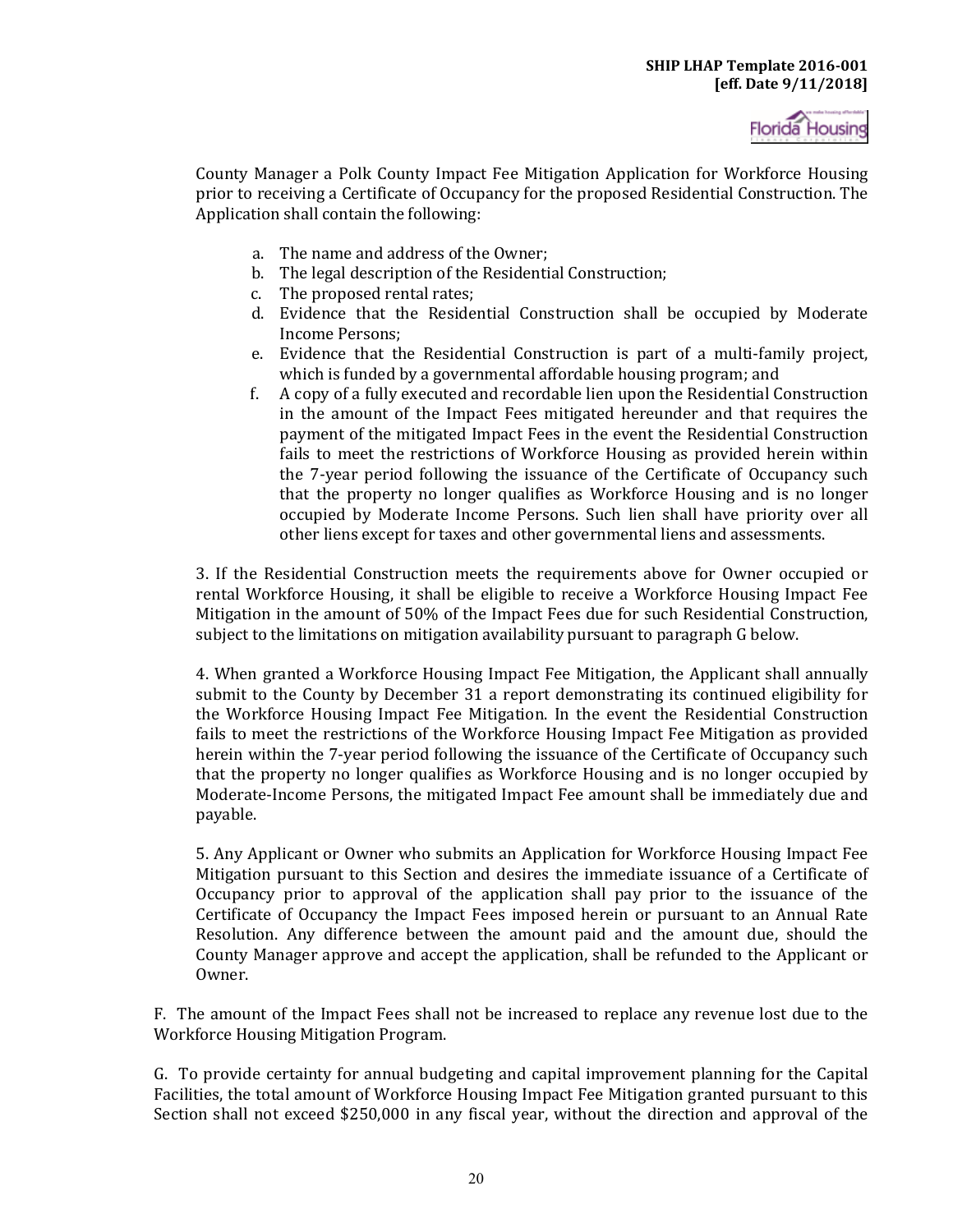County Manager a Polk County Impact Fee Mitigation Application for Workforce Housing prior to receiving a Certificate of Occupancy for the proposed Residential Construction. The Application shall contain the following:

a. The name and address of the Owner;
b. The legal description of the Residential Construction;
c. The proposed rental rates;
d. Evidence that the Residential Construction shall be occupied by Moderate Income Persons;
e. Evidence that the Residential Construction is part of a multi-family project, which is funded by a governmental affordable housing program; and
f. A copy of a fully executed and recordable lien upon the Residential Construction in the amount of the Impact Fees mitigated hereunder and that requires the payment of the mitigated Impact Fees in the event the Residential Construction fails to meet the restrictions of Workforce Housing as provided herein within the 7-year period following the issuance of the Certificate of Occupancy such that the property no longer qualifies as Workforce Housing and is no longer occupied by Moderate Income Persons. Such lien shall have priority over all other liens except for taxes and other governmental liens and assessments.

3. If the Residential Construction meets the requirements above for Owner occupied or rental Workforce Housing, it shall be eligible to receive a Workforce Housing Impact Fee Mitigation in the amount of 50% of the Impact Fees due for such Residential Construction, subject to the limitations on mitigation availability pursuant to paragraph G below.

4. When granted a Workforce Housing Impact Fee Mitigation, the Applicant shall annually submit to the County by December 31 a report demonstrating its continued eligibility for the Workforce Housing Impact Fee Mitigation. In the event the Residential Construction fails to meet the restrictions of the Workforce Housing Impact Fee Mitigation as provided herein within the 7-year period following the issuance of the Certificate of Occupancy such that the property no longer qualifies as Workforce Housing and is no longer occupied by Moderate-Income Persons, the mitigated Impact Fee amount shall be immediately due and payable.

5. Any Applicant or Owner who submits an Application for Workforce Housing Impact Fee Mitigation pursuant to this Section and desires the immediate issuance of a Certificate of Occupancy prior to approval of the application shall pay prior to the issuance of the Certificate of Occupancy the Impact Fees imposed herein or pursuant to an Annual Rate Resolution. Any difference between the amount paid and the amount due, should the County Manager approve and accept the application, shall be refunded to the Applicant or Owner.

F. The amount of the Impact Fees shall not be increased to replace any revenue lost due to the Workforce Housing Mitigation Program.

G. To provide certainty for annual budgeting and capital improvement planning for the Capital Facilities, the total amount of Workforce Housing Impact Fee Mitigation granted pursuant to this Section shall not exceed $250,000 in any fiscal year, without the direction and approval of the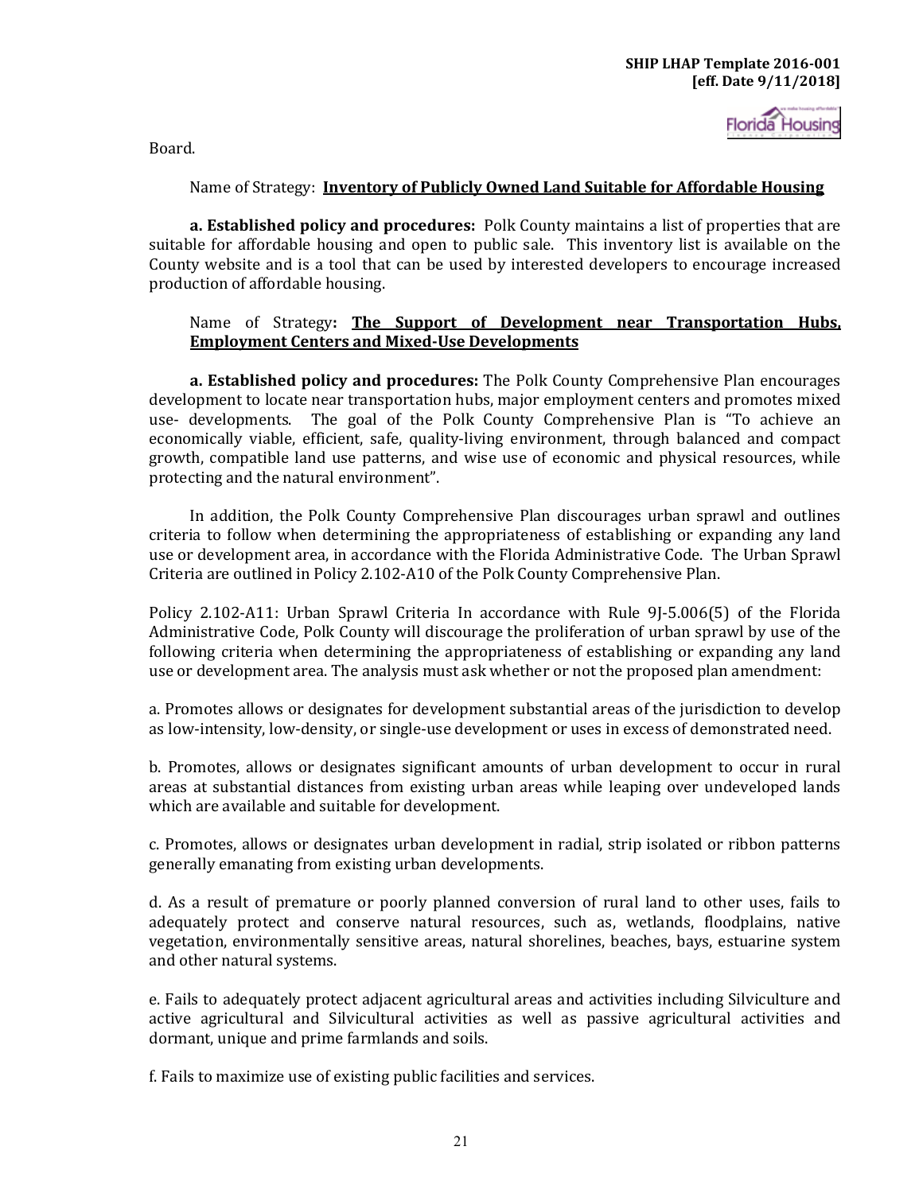Board.

Name of Strategy: **Inventory of Publicly Owned Land Suitable for Affordable Housing**

**a. Established policy and procedures:** Polk County maintains a list of properties that are suitable for affordable housing and open to public sale. This inventory list is available on the County website and is a tool that can be used by interested developers to encourage increased production of affordable housing.

Name of Strategy**: The Support of Development near Transportation Hubs, Employment Centers and Mixed-Use Developments**

**a. Established policy and procedures:** The Polk County Comprehensive Plan encourages development to locate near transportation hubs, major employment centers and promotes mixed use- developments. The goal of the Polk County Comprehensive Plan is "To achieve an economically viable, efficient, safe, quality-living environment, through balanced and compact growth, compatible land use patterns, and wise use of economic and physical resources, while protecting and the natural environment".

In addition, the Polk County Comprehensive Plan discourages urban sprawl and outlines criteria to follow when determining the appropriateness of establishing or expanding any land use or development area, in accordance with the Florida Administrative Code. The Urban Sprawl Criteria are outlined in Policy 2.102-A10 of the Polk County Comprehensive Plan.

Policy 2.102-A11: Urban Sprawl Criteria In accordance with Rule 9J-5.006(5) of the Florida Administrative Code, Polk County will discourage the proliferation of urban sprawl by use of the following criteria when determining the appropriateness of establishing or expanding any land use or development area. The analysis must ask whether or not the proposed plan amendment:

a. Promotes allows or designates for development substantial areas of the jurisdiction to develop as low-intensity, low-density, or single-use development or uses in excess of demonstrated need.

b. Promotes, allows or designates significant amounts of urban development to occur in rural areas at substantial distances from existing urban areas while leaping over undeveloped lands which are available and suitable for development.

c. Promotes, allows or designates urban development in radial, strip isolated or ribbon patterns generally emanating from existing urban developments.

d. As a result of premature or poorly planned conversion of rural land to other uses, fails to adequately protect and conserve natural resources, such as, wetlands, floodplains, native vegetation, environmentally sensitive areas, natural shorelines, beaches, bays, estuarine system and other natural systems.

e. Fails to adequately protect adjacent agricultural areas and activities including Silviculture and active agricultural and Silvicultural activities as well as passive agricultural activities and dormant, unique and prime farmlands and soils.

f. Fails to maximize use of existing public facilities and services.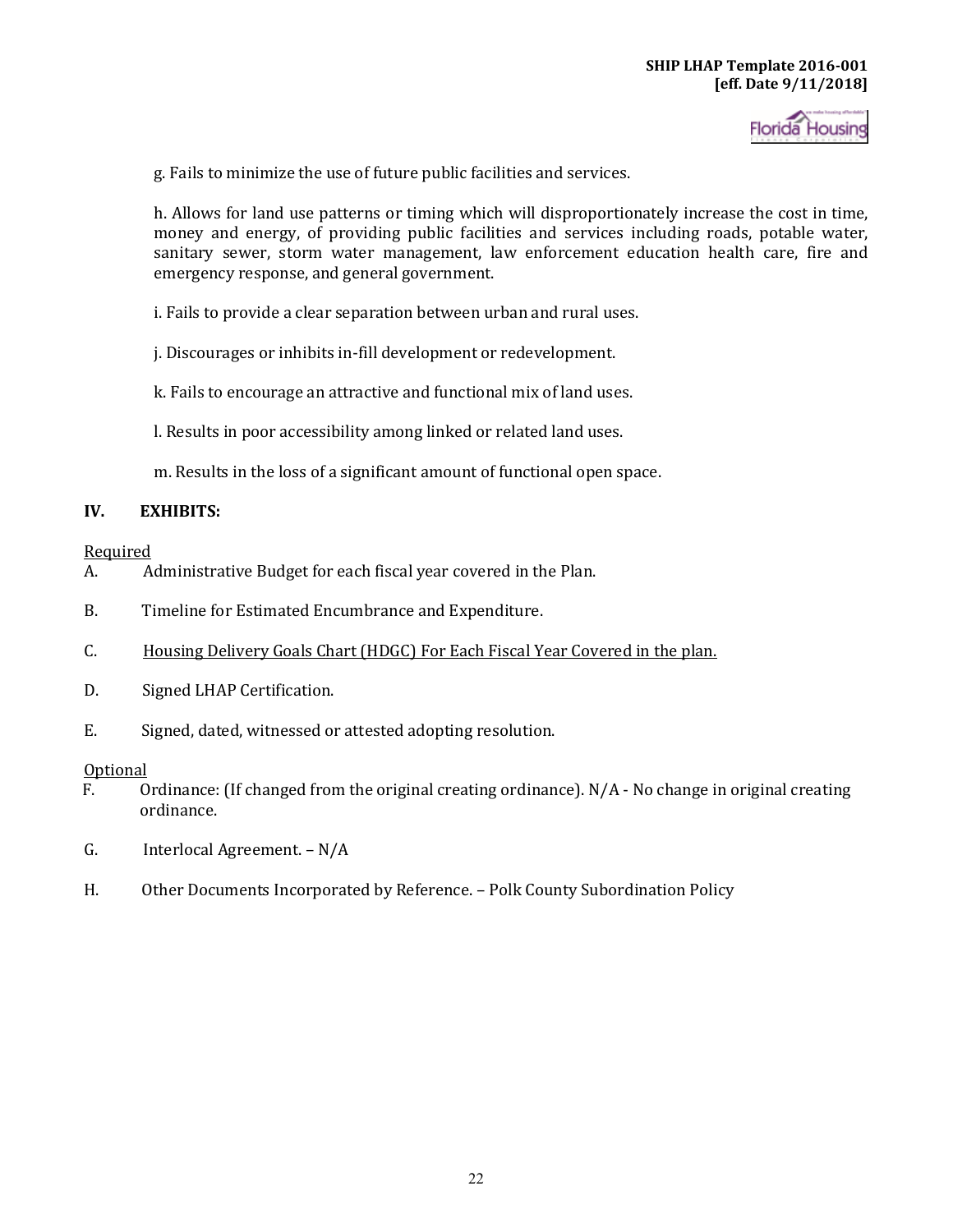g. Fails to minimize the use of future public facilities and services.

h. Allows for land use patterns or timing which will disproportionately increase the cost in time, money and energy, of providing public facilities and services including roads, potable water, sanitary sewer, storm water management, law enforcement education health care, fire and emergency response, and general government.

i. Fails to provide a clear separation between urban and rural uses.

j. Discourages or inhibits in-fill development or redevelopment.

k. Fails to encourage an attractive and functional mix of land uses.

l. Results in poor accessibility among linked or related land uses.

m. Results in the loss of a significant amount of functional open space.

## IV. EXHIBITS:

Required

A. Administrative Budget for each fiscal year covered in the Plan.

B. Timeline for Estimated Encumbrance and Expenditure.

C. Housing Delivery Goals Chart (HDGC) For Each Fiscal Year Covered in the plan.

D. Signed LHAP Certification.

E. Signed, dated, witnessed or attested adopting resolution.

Optional

F. Ordinance: (If changed from the original creating ordinance). N/A - No change in original creating ordinance.

G. Interlocal Agreement. – N/A

H. Other Documents Incorporated by Reference. – Polk County Subordination Policy